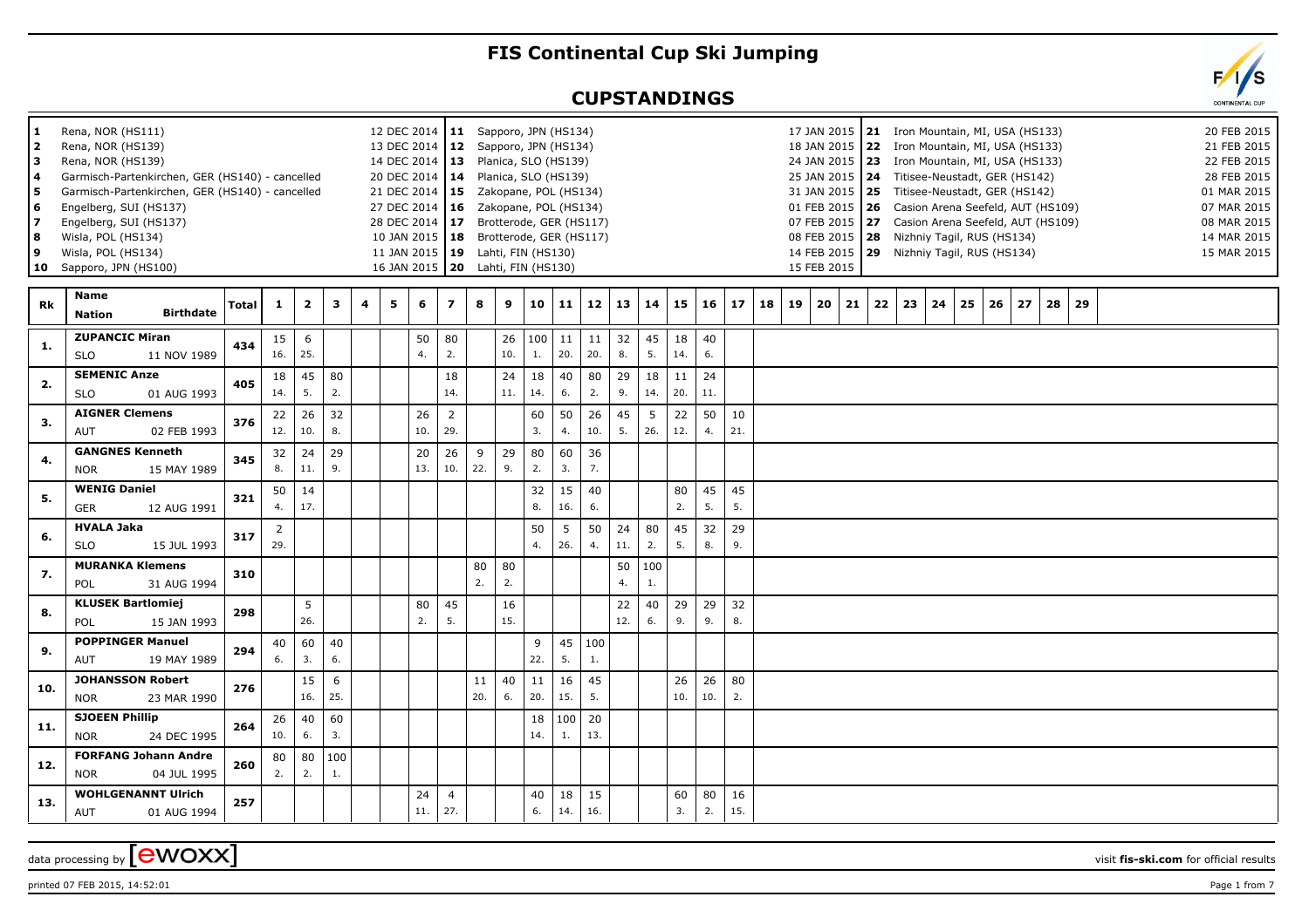# FIS Continental Cup Ski Jumping

## CUPSTANDINGS

| # | Venue | Date |
|---|---|---|
| 1 | Rena, NOR (HS111) | 12 DEC 2014 |
| 2 | Rena, NOR (HS139) | 13 DEC 2014 |
| 3 | Rena, NOR (HS139) | 14 DEC 2014 |
| 4 | Garmisch-Partenkirchen, GER (HS140) - cancelled | 20 DEC 2014 |
| 5 | Garmisch-Partenkirchen, GER (HS140) - cancelled | 21 DEC 2014 |
| 6 | Engelberg, SUI (HS137) | 27 DEC 2014 |
| 7 | Engelberg, SUI (HS137) | 28 DEC 2014 |
| 8 | Wisla, POL (HS134) | 10 JAN 2015 |
| 9 | Wisla, POL (HS134) | 11 JAN 2015 |
| 10 | Sapporo, JPN (HS100) | 16 JAN 2015 |
| 11 | Sapporo, JPN (HS134) | 17 JAN 2015 |
| 12 | Sapporo, JPN (HS134) | 18 JAN 2015 |
| 13 | Planica, SLO (HS139) | 24 JAN 2015 |
| 14 | Planica, SLO (HS139) | 25 JAN 2015 |
| 15 | Zakopane, POL (HS134) | 31 JAN 2015 |
| 16 | Zakopane, POL (HS134) | 01 FEB 2015 |
| 17 | Brotterode, GER (HS117) | 07 FEB 2015 |
| 18 | Brotterode, GER (HS117) | 08 FEB 2015 |
| 19 | Lahti, FIN (HS130) | 14 FEB 2015 |
| 20 | Lahti, FIN (HS130) | 15 FEB 2015 |
| 21 | Iron Mountain, MI, USA (HS133) | 20 FEB 2015 |
| 22 | Iron Mountain, MI, USA (HS133) | 21 FEB 2015 |
| 23 | Iron Mountain, MI, USA (HS133) | 22 FEB 2015 |
| 24 | Titisee-Neustadt, GER (HS142) | 28 FEB 2015 |
| 25 | Titisee-Neustadt, GER (HS142) | 01 MAR 2015 |
| 26 | Casion Arena Seefeld, AUT (HS109) | 07 MAR 2015 |
| 27 | Casion Arena Seefeld, AUT (HS109) | 08 MAR 2015 |
| 28 | Nizhniy Tagil, RUS (HS134) | 14 MAR 2015 |
| 29 | Nizhniy Tagil, RUS (HS134) | 15 MAR 2015 |

| Rk | Name / Nation / Birthdate | Total | 1 | 2 | 3 | 4 | 5 | 6 | 7 | 8 | 9 | 10 | 11 | 12 | 13 | 14 | 15 | 16 | 17 | 18 | 19 | 20 | 21 | 22 | 23 | 24 | 25 | 26 | 27 | 28 | 29 |
|---|---|---|---|---|---|---|---|---|---|---|---|---|---|---|---|---|---|---|---|---|---|---|---|---|---|---|---|---|---|---|---|
| 1. | ZUPANCIC Miran, SLO, 11 NOV 1989 | 434 | 15 (16.) | 6 (25.) | | | | 50 (4.) | 80 (2.) | | 26 (10.) | 100 (1.) | 11 (20.) | 11 (20.) | 32 (8.) | 45 (5.) | 18 (14.) | 40 (6.) | | | | | | | | | | | | | |
| 2. | SEMENIC Anze, SLO, 01 AUG 1993 | 405 | 18 (14.) | 45 (5.) | 80 (2.) | | | | 18 (14.) | | 24 (11.) | 18 (14.) | 40 (6.) | 80 (2.) | 29 (9.) | 18 (14.) | 11 (20.) | 24 (11.) | | | | | | | | | | | | | |
| 3. | AIGNER Clemens, AUT, 02 FEB 1993 | 376 | 22 (12.) | 26 (10.) | 32 (8.) | | | 26 (10.) | 2 (29.) | | | 60 (3.) | 50 (4.) | 26 (10.) | 45 (5.) | 5 (26.) | 22 (12.) | 50 (4.) | 10 (21.) | | | | | | | | | | | | |
| 4. | GANGNES Kenneth, NOR, 15 MAY 1989 | 345 | 32 (8.) | 24 (11.) | 29 (9.) | | | 20 (13.) | 26 (10.) | 9 (22.) | 29 (9.) | 80 (2.) | 60 (3.) | 36 (7.) | | | | | | | | | | | | | | | | | |
| 5. | WENIG Daniel, GER, 12 AUG 1991 | 321 | 50 (4.) | 14 (17.) | | | | | | | | 32 (8.) | 15 (16.) | 40 (6.) | | | 80 (2.) | 45 (5.) | 45 (5.) | | | | | | | | | | | | |
| 6. | HVALA Jaka, SLO, 15 JUL 1993 | 317 | 2 (29.) | | | | | | | | | 50 (4.) | 5 (26.) | 50 (4.) | 24 (11.) | 80 (2.) | 45 (5.) | 32 (8.) | 29 (9.) | | | | | | | | | | | | |
| 7. | MURANKA Klemens, POL, 31 AUG 1994 | 310 | | | | | | | | 80 (2.) | 80 (2.) | | | | 50 (4.) | 100 (1.) | | | | | | | | | | | | | | | |
| 8. | KLUSEK Bartlomiej, POL, 15 JAN 1993 | 298 | | 5 (26.) | | | | 80 (2.) | 45 (5.) | | 16 (15.) | | | | 22 (12.) | 40 (6.) | 29 (9.) | 29 (9.) | 32 (8.) | | | | | | | | | | | | |
| 9. | POPPINGER Manuel, AUT, 19 MAY 1989 | 294 | 40 (6.) | 60 (3.) | 40 (6.) | | | | | | | 9 (22.) | 45 (5.) | 100 (1.) | | | | | | | | | | | | | | | | | |
| 10. | JOHANSSON Robert, NOR, 23 MAR 1990 | 276 | | 15 (16.) | 6 (25.) | | | | | 11 (20.) | 40 (6.) | 11 (20.) | 16 (15.) | 45 (5.) | | | 26 (10.) | 26 (10.) | 80 (2.) | | | | | | | | | | | | |
| 11. | SJOEEN Phillip, NOR, 24 DEC 1995 | 264 | 26 (10.) | 40 (6.) | 60 (3.) | | | | | | | 18 (14.) | 100 (1.) | 20 (13.) | | | | | | | | | | | | | | | | | |
| 12. | FORFANG Johann Andre, NOR, 04 JUL 1995 | 260 | 80 (2.) | 80 (2.) | 100 (1.) | | | | | | | | | | | | | | | | | | | | | | | | | | |
| 13. | WOHLGENANNT Ulrich, AUT, 01 AUG 1994 | 257 | | | | | | 24 (11.) | 4 (27.) | | | 40 (6.) | 18 (14.) | 15 (16.) | | | 60 (3.) | 80 (2.) | 16 (15.) | | | | | | | | | | | | |

data processing by ewoxx — visit fis-ski.com for official results

printed 07 FEB 2015, 14:52:01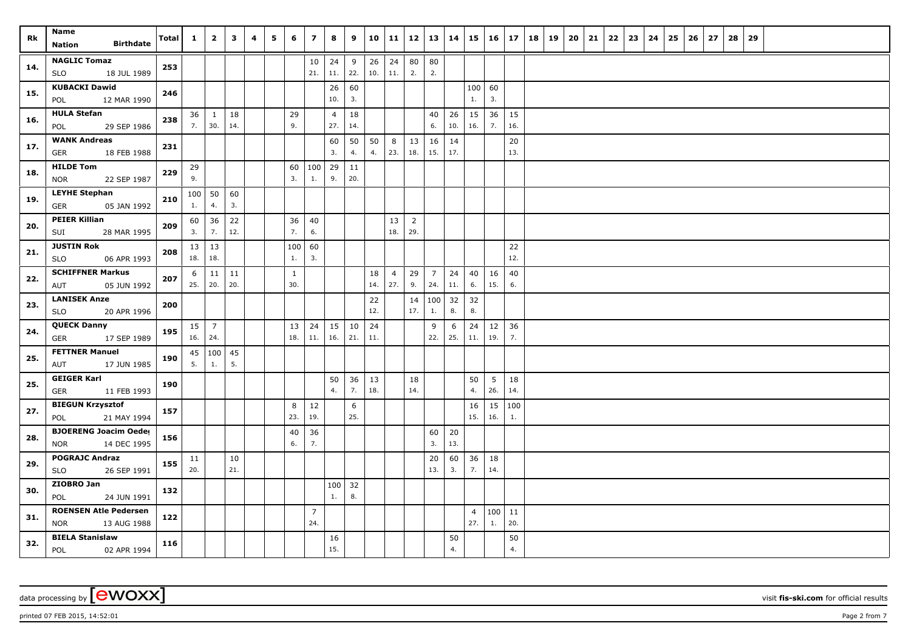| Rk | Name<br>Nation Birthdate | Total | 1 | 2 | 3 | 4 | 5 | 6 | 7 | 8 | 9 | 10 | 11 | 12 | 13 | 14 | 15 | 16 | 17 | 18 | 19 | 20 | 21 | 22 | 23 | 24 | 25 | 26 | 27 | 28 | 29 |
|---|---|---|---|---|---|---|---|---|---|---|---|---|---|---|---|---|---|---|---|---|---|---|---|---|---|---|---|---|---|---|---|
| 14. | NAGLIC Tomaz | 253 | | | | | | | 10 | 24 | 9 | 26 | 24 | 80 | 80 | | | | | | | | | | | | | | | | |
| | SLO 18 JUL 1989 | | | | | | | | 21. | 11. | 22. | 10. | 11. | 2. | 2. | | | | | | | | | | | | | | | | |
| 15. | KUBACKI Dawid | 246 | | | | | | | | 26 | 60 | | | | | | 100 | 60 | | | | | | | | | | | | | |
| | POL 12 MAR 1990 | | | | | | | | | 10. | 3. | | | | | | 1. | 3. | | | | | | | | | | | | | |
| 16. | HULA Stefan | 238 | 36 | 1 | 18 | | | 29 | | 4 | 18 | | | | 40 | 26 | 15 | 36 | 15 | | | | | | | | | | | | |
| | POL 29 SEP 1986 | | 7. | 30. | 14. | | | 9. | | 27. | 14. | | | | 6. | 10. | 16. | 7. | 16. | | | | | | | | | | | | |
| 17. | WANK Andreas | 231 | | | | | | | | 60 | 50 | 50 | 8 | 13 | 16 | 14 | | | 20 | | | | | | | | | | | | |
| | GER 18 FEB 1988 | | | | | | | | | 3. | 4. | 4. | 23. | 18. | 15. | 17. | | | 13. | | | | | | | | | | | | |
| 18. | HILDE Tom | 229 | 29 | | | | | 60 | 100 | 29 | 11 | | | | | | | | | | | | | | | | | | | | |
| | NOR 22 SEP 1987 | | 9. | | | | | 3. | 1. | 9. | 20. | | | | | | | | | | | | | | | | | | | | |
| 19. | LEYHE Stephan | 210 | 100 | 50 | 60 | | | | | | | | | | | | | | | | | | | | | | | | | | |
| | GER 05 JAN 1992 | | 1. | 4. | 3. | | | | | | | | | | | | | | | | | | | | | | | | | | |
| 20. | PEIER Killian | 209 | 60 | 36 | 22 | | | 36 | 40 | | | | 13 | 2 | | | | | | | | | | | | | | | | | |
| | SUI 28 MAR 1995 | | 3. | 7. | 12. | | | 7. | 6. | | | | 18. | 29. | | | | | | | | | | | | | | | | | |
| 21. | JUSTIN Rok | 208 | 13 | 13 | | | | 100 | 60 | | | | | | | | | | 22 | | | | | | | | | | | | |
| | SLO 06 APR 1993 | | 18. | 18. | | | | 1. | 3. | | | | | | | | | | 12. | | | | | | | | | | | | |
| 22. | SCHIFFNER Markus | 207 | 6 | 11 | 11 | | | 1 | | | | 18 | 4 | 29 | 7 | 24 | 40 | 16 | 40 | | | | | | | | | | | | |
| | AUT 05 JUN 1992 | | 25. | 20. | 20. | | | 30. | | | | 14. | 27. | 9. | 24. | 11. | 6. | 15. | 6. | | | | | | | | | | | | |
| 23. | LANISEK Anze | 200 | | | | | | | | | | 22 | | 14 | 100 | 32 | 32 | | | | | | | | | | | | | | |
| | SLO 20 APR 1996 | | | | | | | | | | | 12. | | 17. | 1. | 8. | 8. | | | | | | | | | | | | | | |
| 24. | QUECK Danny | 195 | 15 | 7 | | | | 13 | 24 | 15 | 10 | 24 | | | 9 | 6 | 24 | 12 | 36 | | | | | | | | | | | | |
| | GER 17 SEP 1989 | | 16. | 24. | | | | 18. | 11. | 16. | 21. | 11. | | | 22. | 25. | 11. | 19. | 7. | | | | | | | | | | | | |
| 25. | FETTNER Manuel | 190 | 45 | 100 | 45 | | | | | | | | | | | | | | | | | | | | | | | | | | |
| | AUT 17 JUN 1985 | | 5. | 1. | 5. | | | | | | | | | | | | | | | | | | | | | | | | | | |
| 25. | GEIGER Karl | 190 | | | | | | | | 50 | 36 | 13 | | 18 | | | 50 | 5 | 18 | | | | | | | | | | | | |
| | GER 11 FEB 1993 | | | | | | | | | 4. | 7. | 18. | | 14. | | | 4. | 26. | 14. | | | | | | | | | | | | |
| 27. | BIEGUN Krzysztof | 157 | | | | | | 8 | 12 | | 6 | | | | | | 16 | 15 | 100 | | | | | | | | | | | | |
| | POL 21 MAY 1994 | | | | | | | 23. | 19. | | 25. | | | | | | 15. | 16. | 1. | | | | | | | | | | | | |
| 28. | BJOERENG Joacim Oeder | 156 | | | | | | 40 | 36 | | | | | | 60 | 20 | | | | | | | | | | | | | | | |
| | NOR 14 DEC 1995 | | | | | | | 6. | 7. | | | | | | 3. | 13. | | | | | | | | | | | | | | | |
| 29. | POGRAJC Andraz | 155 | 11 | | 10 | | | | | | | | | | 20 | 60 | 36 | 18 | | | | | | | | | | | | | |
| | SLO 26 SEP 1991 | | 20. | | 21. | | | | | | | | | | 13. | 3. | 7. | 14. | | | | | | | | | | | | | |
| 30. | ZIOBRO Jan | 132 | | | | | | | | 100 | 32 | | | | | | | | | | | | | | | | | | | | |
| | POL 24 JUN 1991 | | | | | | | | | 1. | 8. | | | | | | | | | | | | | | | | | | | | |
| 31. | ROENSEN Atle Pedersen | 122 | | | | | | | 7 | | | | | | | | 4 | 100 | 11 | | | | | | | | | | | | |
| | NOR 13 AUG 1988 | | | | | | | | 24. | | | | | | | | 27. | 1. | 20. | | | | | | | | | | | | |
| 32. | BIELA Stanislaw | 116 | | | | | | | | 16 | | | | | | 50 | | | 50 | | | | | | | | | | | | |
| | POL 02 APR 1994 | | | | | | | | | 15. | | | | | | 4. | | | 4. | | | | | | | | | | | | |

data processing by [ewoxx] visit **fis-ski.com** for official results

printed 07 FEB 2015, 14:52:01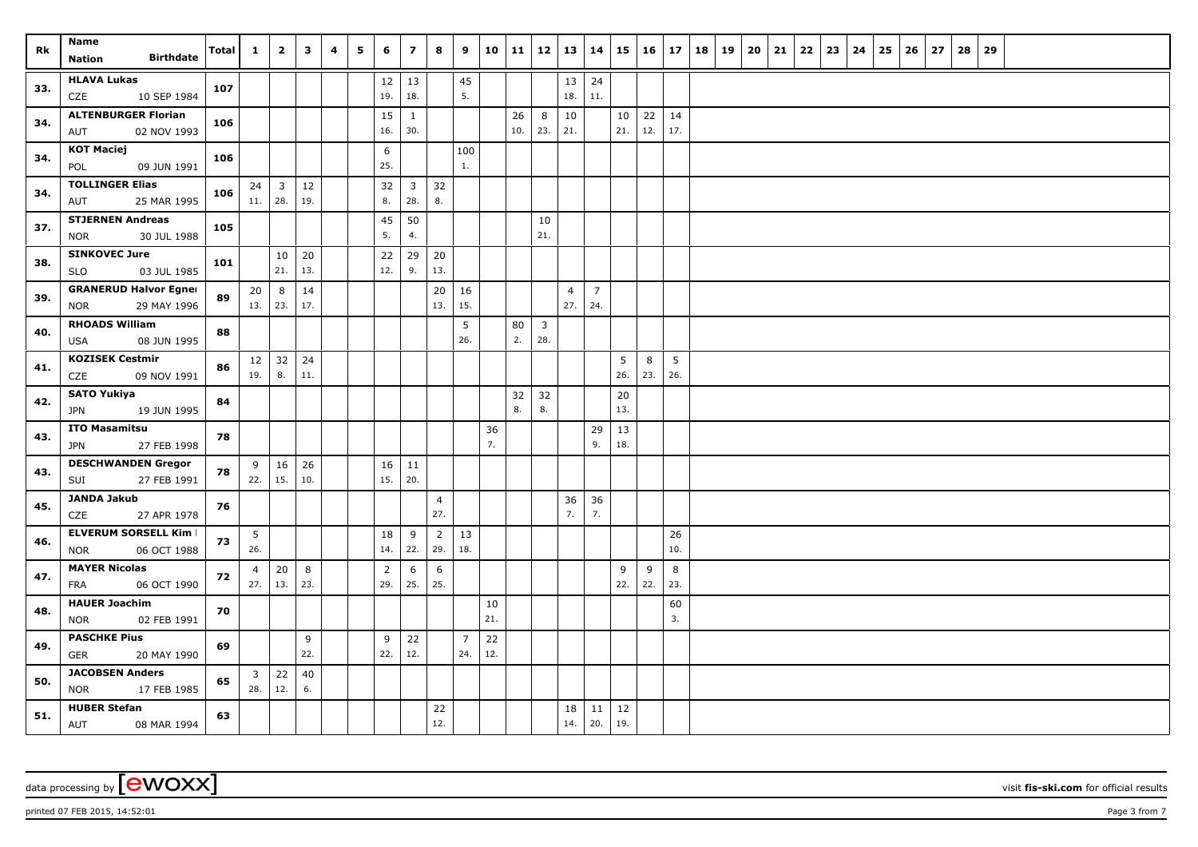| Rk | Name<br>Nation Birthdate | Total | 1 | 2 | 3 | 4 | 5 | 6 | 7 | 8 | 9 | 10 | 11 | 12 | 13 | 14 | 15 | 16 | 17 | 18 | 19 | 20 | 21 | 22 | 23 | 24 | 25 | 26 | 27 | 28 | 29 |
|---|---|---|---|---|---|---|---|---|---|---|---|---|---|---|---|---|---|---|---|---|---|---|---|---|---|---|---|---|---|---|---|
| 33. | **HLAVA Lukas**<br>CZE 10 SEP 1984 | 107 | | | | | | 12<br>19. | 13<br>18. | | 45<br>5. | | | | 13<br>18. | 24<br>11. | | | | | | | | | | | | | | | |
| 34. | **ALTENBURGER Florian**<br>AUT 02 NOV 1993 | 106 | | | | | | 15<br>16. | 1<br>30. | | | | 26<br>10. | 8<br>23. | 10<br>21. | | 10<br>21. | 22<br>12. | 14<br>17. | | | | | | | | | | | | |
| 34. | **KOT Maciej**<br>POL 09 JUN 1991 | 106 | | | | | | 6<br>25. | | | 100<br>1. | | | | | | | | | | | | | | | | | | | | |
| 34. | **TOLLINGER Elias**<br>AUT 25 MAR 1995 | 106 | 24<br>11. | 3<br>28. | 12<br>19. | | | 32<br>8. | 3<br>28. | 32<br>8. | | | | | | | | | | | | | | | | | | | | | |
| 37. | **STJERNEN Andreas**<br>NOR 30 JUL 1988 | 105 | | | | | | 45<br>5. | 50<br>4. | | | | | 10<br>21. | | | | | | | | | | | | | | | | | |
| 38. | **SINKOVEC Jure**<br>SLO 03 JUL 1985 | 101 | | 10<br>21. | 20<br>13. | | | 22<br>12. | 29<br>9. | 20<br>13. | | | | | | | | | | | | | | | | | | | | | |
| 39. | **GRANERUD Halvor Egner**<br>NOR 29 MAY 1996 | 89 | 20<br>13. | 8<br>23. | 14<br>17. | | | | | 20<br>13. | 16<br>15. | | | | 4<br>27. | 7<br>24. | | | | | | | | | | | | | | | |
| 40. | **RHOADS William**<br>USA 08 JUN 1995 | 88 | | | | | | | | | 5<br>26. | | 80<br>2. | 3<br>28. | | | | | | | | | | | | | | | | | |
| 41. | **KOZISEK Cestmir**<br>CZE 09 NOV 1991 | 86 | 12<br>19. | 32<br>8. | 24<br>11. | | | | | | | | | | | | 5<br>26. | 8<br>23. | 5<br>26. | | | | | | | | | | | | |
| 42. | **SATO Yukiya**<br>JPN 19 JUN 1995 | 84 | | | | | | | | | | | 32<br>8. | 32<br>8. | | | 20<br>13. | | | | | | | | | | | | | | |
| 43. | **ITO Masamitsu**<br>JPN 27 FEB 1998 | 78 | | | | | | | | | | 36<br>7. | | | | 29<br>9. | 13<br>18. | | | | | | | | | | | | | | |
| 43. | **DESCHWANDEN Gregor**<br>SUI 27 FEB 1991 | 78 | 9<br>22. | 16<br>15. | 26<br>10. | | | 16<br>15. | 11<br>20. | | | | | | | | | | | | | | | | | | | | | | |
| 45. | **JANDA Jakub**<br>CZE 27 APR 1978 | 76 | | | | | | | | 4<br>27. | | | | | 36<br>7. | 36<br>7. | | | | | | | | | | | | | | | |
| 46. | **ELVERUM SORSELL Kim**<br>NOR 06 OCT 1988 | 73 | 5<br>26. | | | | | 18<br>14. | 9<br>22. | 2<br>29. | 13<br>18. | | | | | | | | 26<br>10. | | | | | | | | | | | | |
| 47. | **MAYER Nicolas**<br>FRA 06 OCT 1990 | 72 | 4<br>27. | 20<br>13. | 8<br>23. | | | 2<br>29. | 6<br>25. | 6<br>25. | | | | | | | 9<br>22. | 9<br>22. | 8<br>23. | | | | | | | | | | | | |
| 48. | **HAUER Joachim**<br>NOR 02 FEB 1991 | 70 | | | | | | | | | | 10<br>21. | | | | | | | 60<br>3. | | | | | | | | | | | | |
| 49. | **PASCHKE Pius**<br>GER 20 MAY 1990 | 69 | | | 9<br>22. | | | 9<br>22. | 22<br>12. | | 7<br>24. | 22<br>12. | | | | | | | | | | | | | | | | | | | |
| 50. | **JACOBSEN Anders**<br>NOR 17 FEB 1985 | 65 | 3<br>28. | 22<br>12. | 40<br>6. | | | | | | | | | | | | | | | | | | | | | | | | | | |
| 51. | **HUBER Stefan**<br>AUT 08 MAR 1994 | 63 | | | | | | | | 22<br>12. | | | | | 18<br>14. | 11<br>20. | 12<br>19. | | | | | | | | | | | | | | |

data processing by [ewoxx] visit **fis-ski.com** for official results

printed 07 FEB 2015, 14:52:01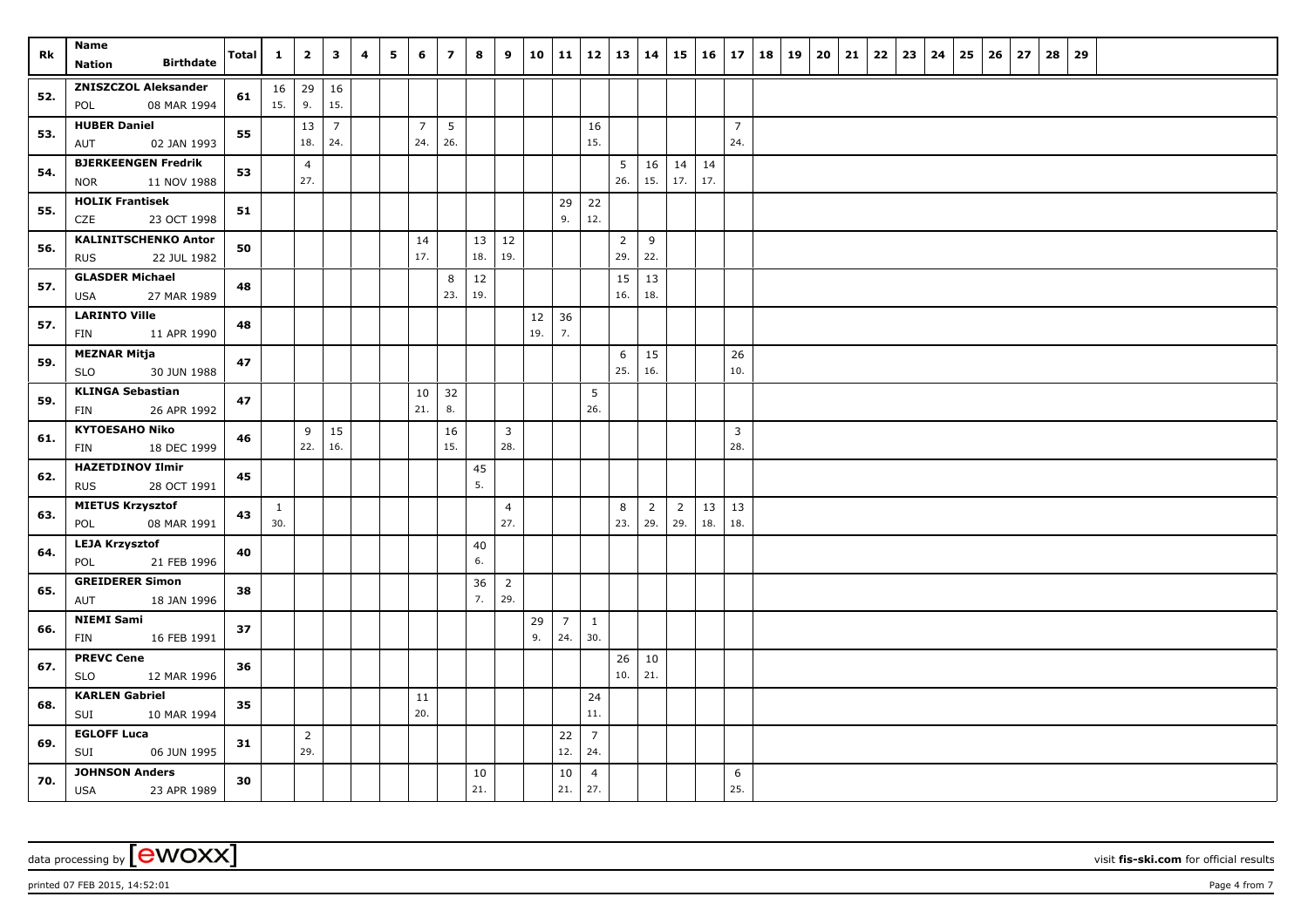| Rk | Name<br>Nation Birthdate | Total | 1 | 2 | 3 | 4 | 5 | 6 | 7 | 8 | 9 | 10 | 11 | 12 | 13 | 14 | 15 | 16 | 17 | 18 | 19 | 20 | 21 | 22 | 23 | 24 | 25 | 26 | 27 | 28 | 29 |
|---|---|---|---|---|---|---|---|---|---|---|---|---|---|---|---|---|---|---|---|---|---|---|---|---|---|---|---|---|---|---|---|
| 52. | **ZNISZCZOL Aleksander**<br>POL 08 MAR 1994 | 61 | 16<br>15. | 29<br>9. | 16<br>15. | | | | | | | | | | | | | | | | | | | | | | | | | | |
| 53. | **HUBER Daniel**<br>AUT 02 JAN 1993 | 55 | | 13<br>18. | 7<br>24. | | | 7<br>24. | 5<br>26. | | | | | 16<br>15. | | | | | 7<br>24. | | | | | | | | | | | | |
| 54. | **BJERKEENGEN Fredrik**<br>NOR 11 NOV 1988 | 53 | | 4<br>27. | | | | | | | | | | | 5<br>26. | 16<br>15. | 14<br>17. | 14<br>17. | | | | | | | | | | | | | |
| 55. | **HOLIK Frantisek**<br>CZE 23 OCT 1998 | 51 | | | | | | | | | | | 29<br>9. | 22<br>12. | | | | | | | | | | | | | | | | | |
| 56. | **KALINITSCHENKO Anton**<br>RUS 22 JUL 1982 | 50 | | | | | | 14<br>17. | | 13<br>18. | 12<br>19. | | | | 2<br>29. | 9<br>22. | | | | | | | | | | | | | | | |
| 57. | **GLASDER Michael**<br>USA 27 MAR 1989 | 48 | | | | | | | 8<br>23. | 12<br>19. | | | | | 15<br>16. | 13<br>18. | | | | | | | | | | | | | | | |
| 57. | **LARINTO Ville**<br>FIN 11 APR 1990 | 48 | | | | | | | | | | 12<br>19. | 36<br>7. | | | | | | | | | | | | | | | | | | |
| 59. | **MEZNAR Mitja**<br>SLO 30 JUN 1988 | 47 | | | | | | | | | | | | | 6<br>25. | 15<br>16. | | | 26<br>10. | | | | | | | | | | | | |
| 59. | **KLINGA Sebastian**<br>FIN 26 APR 1992 | 47 | | | | | | 10<br>21. | 32<br>8. | | | | | 5<br>26. | | | | | | | | | | | | | | | | | |
| 61. | **KYTOESAHO Niko**<br>FIN 18 DEC 1999 | 46 | | 9<br>22. | 15<br>16. | | | | 16<br>15. | | 3<br>28. | | | | | | | | 3<br>28. | | | | | | | | | | | | |
| 62. | **HAZETDINOV Ilmir**<br>RUS 28 OCT 1991 | 45 | | | | | | | | 45<br>5. | | | | | | | | | | | | | | | | | | | | | |
| 63. | **MIETUS Krzysztof**<br>POL 08 MAR 1991 | 43 | 1<br>30. | | | | | | | | 4<br>27. | | | | 8<br>23. | 2<br>29. | 2<br>29. | 13<br>18. | 13<br>18. | | | | | | | | | | | | |
| 64. | **LEJA Krzysztof**<br>POL 21 FEB 1996 | 40 | | | | | | | | 40<br>6. | | | | | | | | | | | | | | | | | | | | | |
| 65. | **GREIDERER Simon**<br>AUT 18 JAN 1996 | 38 | | | | | | | | 36<br>7. | 2<br>29. | | | | | | | | | | | | | | | | | | | | |
| 66. | **NIEMI Sami**<br>FIN 16 FEB 1991 | 37 | | | | | | | | | | 29<br>9. | 7<br>24. | 1<br>30. | | | | | | | | | | | | | | | | | |
| 67. | **PREVC Cene**<br>SLO 12 MAR 1996 | 36 | | | | | | | | | | | | | 26<br>10. | 10<br>21. | | | | | | | | | | | | | | | |
| 68. | **KARLEN Gabriel**<br>SUI 10 MAR 1994 | 35 | | | | | | 11<br>20. | | | | | | 24<br>11. | | | | | | | | | | | | | | | | | |
| 69. | **EGLOFF Luca**<br>SUI 06 JUN 1995 | 31 | | 2<br>29. | | | | | | | | | 22<br>12. | 7<br>24. | | | | | | | | | | | | | | | | | |
| 70. | **JOHNSON Anders**<br>USA 23 APR 1989 | 30 | | | | | | | | 10<br>21. | | | 10<br>21. | 4<br>27. | | | | | 6<br>25. | | | | | | | | | | | | |

data processing by [ewoxx] visit **fis-ski.com** for official results

printed 07 FEB 2015, 14:52:01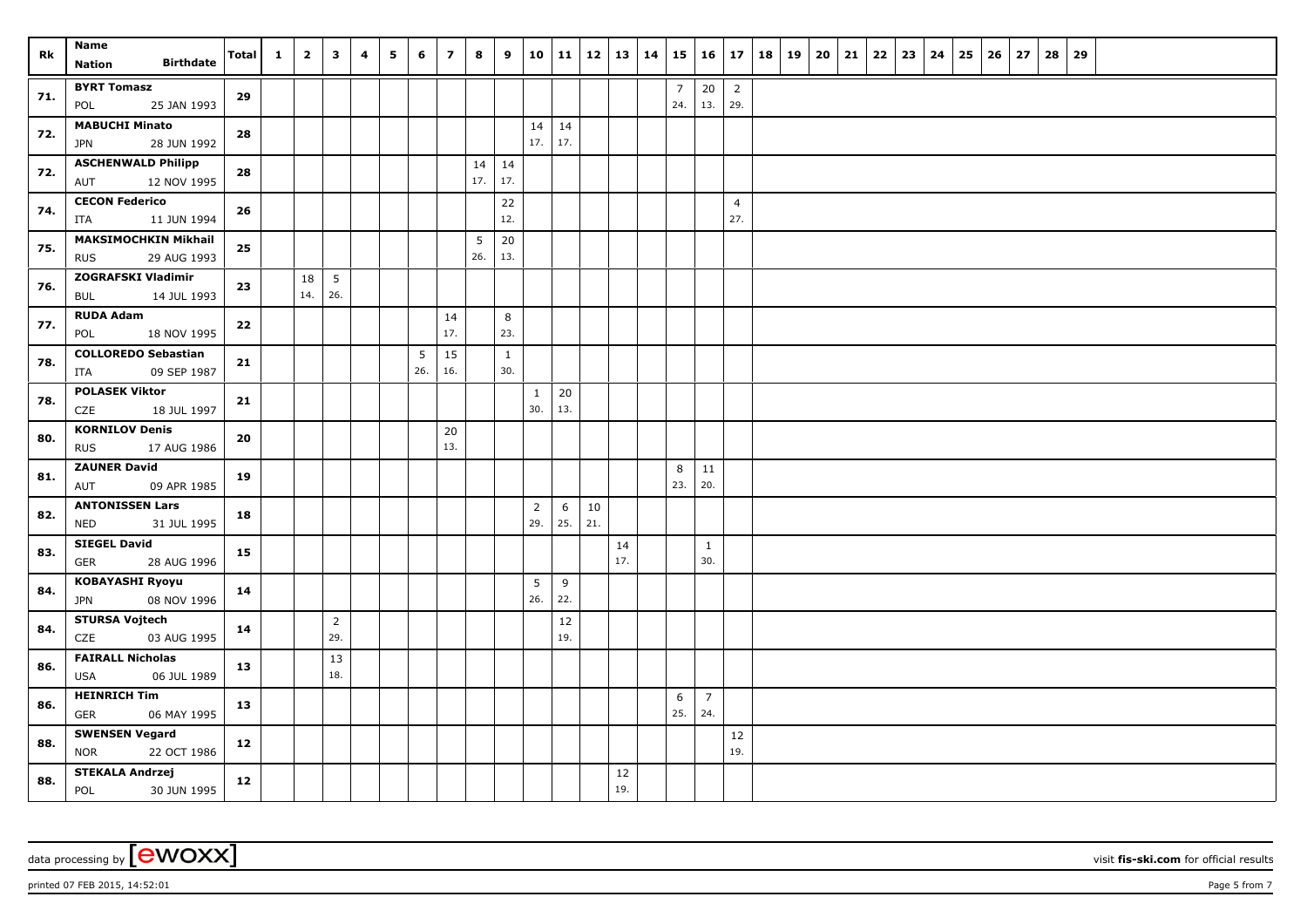| Rk | Name<br>Nation Birthdate | Total | 1 | 2 | 3 | 4 | 5 | 6 | 7 | 8 | 9 | 10 | 11 | 12 | 13 | 14 | 15 | 16 | 17 | 18 | 19 | 20 | 21 | 22 | 23 | 24 | 25 | 26 | 27 | 28 | 29 |
|---|---|---|---|---|---|---|---|---|---|---|---|---|---|---|---|---|---|---|---|---|---|---|---|---|---|---|---|---|---|---|---|
| 71. | BYRT Tomasz<br>POL 25 JAN 1993 | 29 | | | | | | | | | | | | | | | 7<br>24. | 20<br>13. | 2<br>29. | | | | | | | | | | | | |
| 72. | MABUCHI Minato<br>JPN 28 JUN 1992 | 28 | | | | | | | | | | 14<br>17. | 14<br>17. | | | | | | | | | | | | | | | | | | |
| 72. | ASCHENWALD Philipp<br>AUT 12 NOV 1995 | 28 | | | | | | | | 14<br>17. | 14<br>17. | | | | | | | | | | | | | | | | | | | | |
| 74. | CECON Federico<br>ITA 11 JUN 1994 | 26 | | | | | | | | | 22<br>12. | | | | | | | | 4<br>27. | | | | | | | | | | | | |
| 75. | MAKSIMOCHKIN Mikhail<br>RUS 29 AUG 1993 | 25 | | | | | | | | 5<br>26. | 20<br>13. | | | | | | | | | | | | | | | | | | | | |
| 76. | ZOGRAFSKI Vladimir<br>BUL 14 JUL 1993 | 23 | | 18<br>14. | 5<br>26. | | | | | | | | | | | | | | | | | | | | | | | | | | |
| 77. | RUDA Adam<br>POL 18 NOV 1995 | 22 | | | | | | | 14<br>17. | | 8<br>23. | | | | | | | | | | | | | | | | | | | | |
| 78. | COLLOREDO Sebastian<br>ITA 09 SEP 1987 | 21 | | | | | | 5<br>26. | 15<br>16. | | 1<br>30. | | | | | | | | | | | | | | | | | | | | |
| 78. | POLASEK Viktor<br>CZE 18 JUL 1997 | 21 | | | | | | | | | | 1<br>30. | 20<br>13. | | | | | | | | | | | | | | | | | | |
| 80. | KORNILOV Denis<br>RUS 17 AUG 1986 | 20 | | | | | | | 20<br>13. | | | | | | | | | | | | | | | | | | | | | | |
| 81. | ZAUNER David<br>AUT 09 APR 1985 | 19 | | | | | | | | | | | | | | | 8<br>23. | 11<br>20. | | | | | | | | | | | | | |
| 82. | ANTONISSEN Lars<br>NED 31 JUL 1995 | 18 | | | | | | | | | | 2<br>29. | 6<br>25. | 10<br>21. | | | | | | | | | | | | | | | | | |
| 83. | SIEGEL David<br>GER 28 AUG 1996 | 15 | | | | | | | | | | | | | 14<br>17. | | | 1<br>30. | | | | | | | | | | | | | |
| 84. | KOBAYASHI Ryoyu<br>JPN 08 NOV 1996 | 14 | | | | | | | | | | 5<br>26. | 9<br>22. | | | | | | | | | | | | | | | | | | |
| 84. | STURSA Vojtech<br>CZE 03 AUG 1995 | 14 | | | 2<br>29. | | | | | | | | 12<br>19. | | | | | | | | | | | | | | | | | | |
| 86. | FAIRALL Nicholas<br>USA 06 JUL 1989 | 13 | | | 13<br>18. | | | | | | | | | | | | | | | | | | | | | | | | | | |
| 86. | HEINRICH Tim<br>GER 06 MAY 1995 | 13 | | | | | | | | | | | | | | | 6<br>25. | 7<br>24. | | | | | | | | | | | | | |
| 88. | SWENSEN Vegard<br>NOR 22 OCT 1986 | 12 | | | | | | | | | | | | | | | | | 12<br>19. | | | | | | | | | | | | |
| 88. | STEKALA Andrzej<br>POL 30 JUN 1995 | 12 | | | | | | | | | | | | | 12<br>19. | | | | | | | | | | | | | | | | |

data processing by [ewoxx] visit fis-ski.com for official results

printed 07 FEB 2015, 14:52:01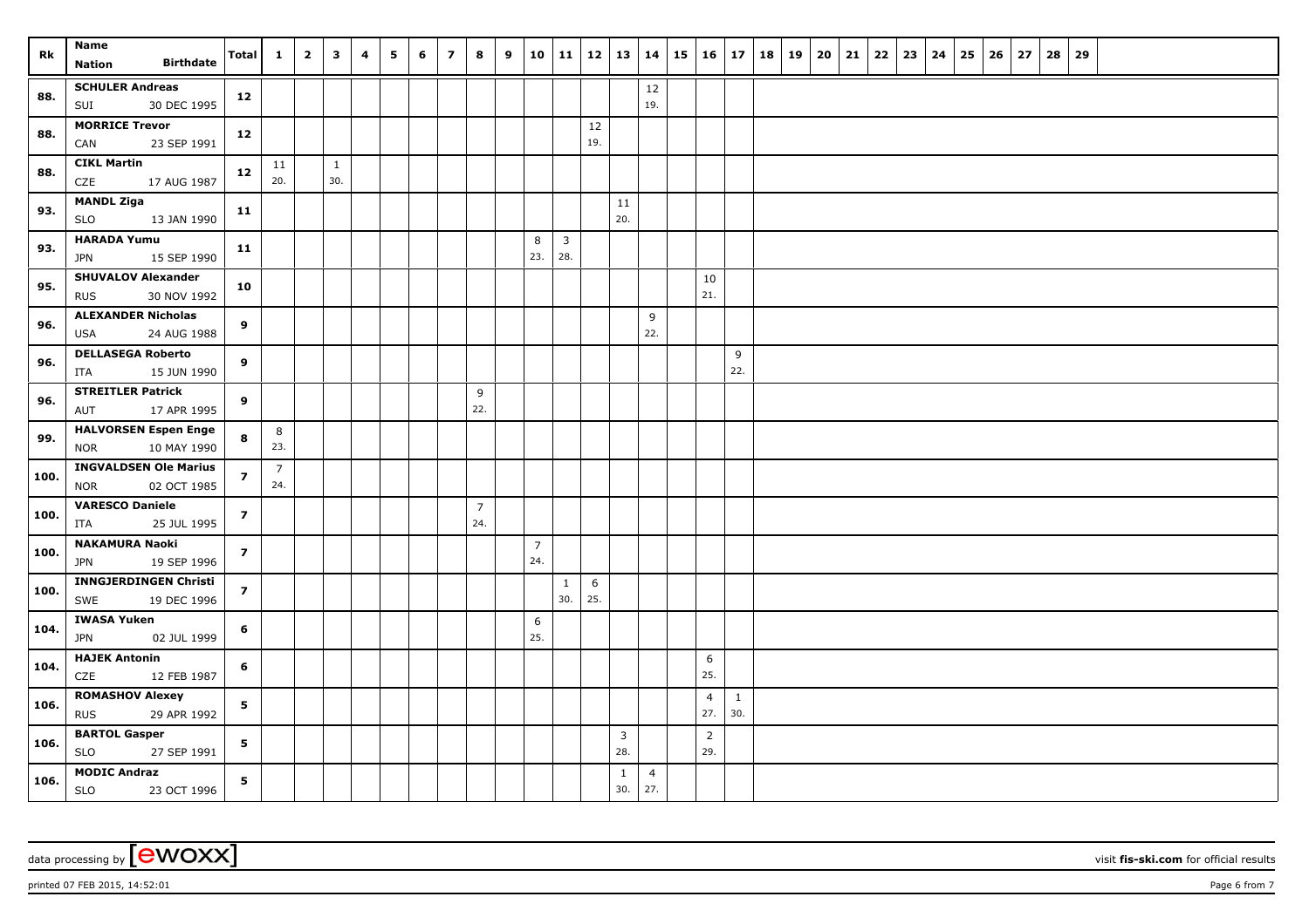| Rk | Name<br>Nation Birthdate | Total | 1 | 2 | 3 | 4 | 5 | 6 | 7 | 8 | 9 | 10 | 11 | 12 | 13 | 14 | 15 | 16 | 17 | 18 | 19 | 20 | 21 | 22 | 23 | 24 | 25 | 26 | 27 | 28 | 29 |
|---|---|---|---|---|---|---|---|---|---|---|---|---|---|---|---|---|---|---|---|---|---|---|---|---|---|---|---|---|---|---|---|
| 88. | **SCHULER Andreas**<br>SUI 30 DEC 1995 | **12** | | | | | | | | | | | | | | 12<br>19. | | | | | | | | | | | | | | | |
| 88. | **MORRICE Trevor**<br>CAN 23 SEP 1991 | **12** | | | | | | | | | | | | 12<br>19. | | | | | | | | | | | | | | | | | |
| 88. | **CIKL Martin**<br>CZE 17 AUG 1987 | **12** | 11<br>20. | | 1<br>30. | | | | | | | | | | | | | | | | | | | | | | | | | | |
| 93. | **MANDL Ziga**<br>SLO 13 JAN 1990 | **11** | | | | | | | | | | | | | 11<br>20. | | | | | | | | | | | | | | | | |
| 93. | **HARADA Yumu**<br>JPN 15 SEP 1990 | **11** | | | | | | | | | | 8<br>23. | 3<br>28. | | | | | | | | | | | | | | | | | | |
| 95. | **SHUVALOV Alexander**<br>RUS 30 NOV 1992 | **10** | | | | | | | | | | | | | | | | 10<br>21. | | | | | | | | | | | | | |
| 96. | **ALEXANDER Nicholas**<br>USA 24 AUG 1988 | **9** | | | | | | | | | | | | | | 9<br>22. | | | | | | | | | | | | | | | |
| 96. | **DELLASEGA Roberto**<br>ITA 15 JUN 1990 | **9** | | | | | | | | | | | | | | | | | 9<br>22. | | | | | | | | | | | | |
| 96. | **STREITLER Patrick**<br>AUT 17 APR 1995 | **9** | | | | | | | | 9<br>22. | | | | | | | | | | | | | | | | | | | | | |
| 99. | **HALVORSEN Espen Enge**<br>NOR 10 MAY 1990 | **8** | 8<br>23. | | | | | | | | | | | | | | | | | | | | | | | | | | | | |
| 100. | **INGVALDSEN Ole Marius**<br>NOR 02 OCT 1985 | **7** | 7<br>24. | | | | | | | | | | | | | | | | | | | | | | | | | | | | |
| 100. | **VARESCO Daniele**<br>ITA 25 JUL 1995 | **7** | | | | | | | | 7<br>24. | | | | | | | | | | | | | | | | | | | | | |
| 100. | **NAKAMURA Naoki**<br>JPN 19 SEP 1996 | **7** | | | | | | | | | | 7<br>24. | | | | | | | | | | | | | | | | | | | |
| 100. | **INNGJERDINGEN Christi**<br>SWE 19 DEC 1996 | **7** | | | | | | | | | | | 1<br>30. | 6<br>25. | | | | | | | | | | | | | | | | | |
| 104. | **IWASA Yuken**<br>JPN 02 JUL 1999 | **6** | | | | | | | | | | 6<br>25. | | | | | | | | | | | | | | | | | | | |
| 104. | **HAJEK Antonin**<br>CZE 12 FEB 1987 | **6** | | | | | | | | | | | | | | | | 6<br>25. | | | | | | | | | | | | | |
| 106. | **ROMASHOV Alexey**<br>RUS 29 APR 1992 | **5** | | | | | | | | | | | | | | | | 4<br>27. | 1<br>30. | | | | | | | | | | | | |
| 106. | **BARTOL Gasper**<br>SLO 27 SEP 1991 | **5** | | | | | | | | | | | | | 3<br>28. | | | 2<br>29. | | | | | | | | | | | | | |
| 106. | **MODIC Andraz**<br>SLO 23 OCT 1996 | **5** | | | | | | | | | | | | | 1<br>30. | 4<br>27. | | | | | | | | | | | | | | | |

data processing by [ewoxx] visit **fis-ski.com** for official results

printed 07 FEB 2015, 14:52:01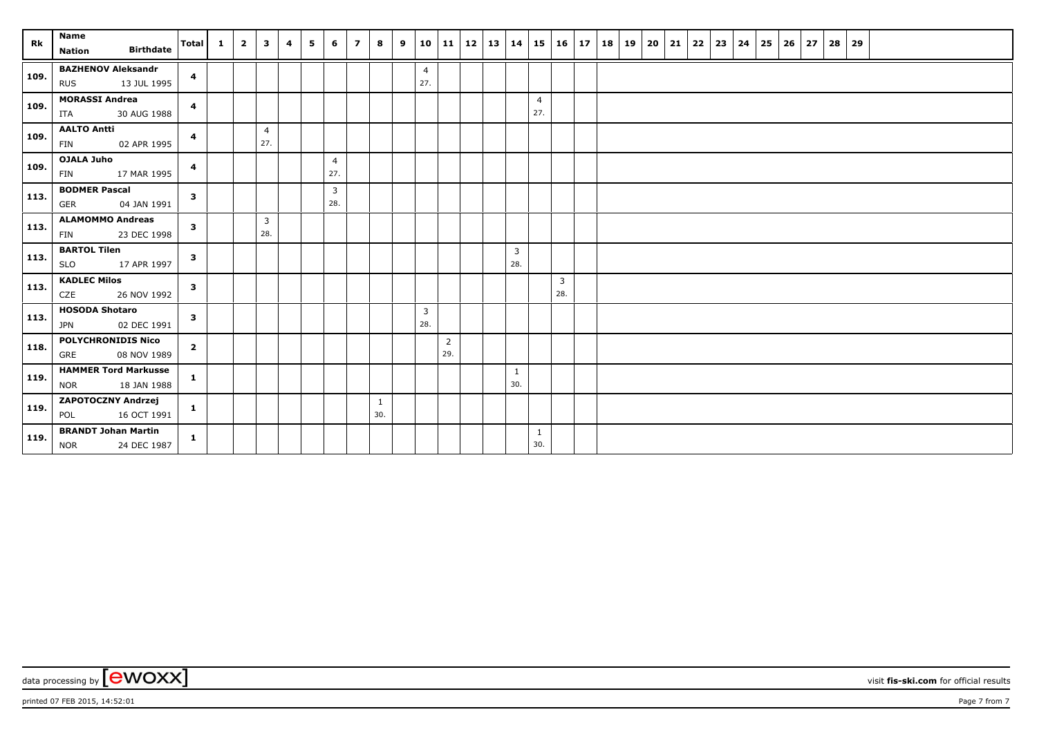| Rk | Name<br>Nation Birthdate | Total | 1 | 2 | 3 | 4 | 5 | 6 | 7 | 8 | 9 | 10 | 11 | 12 | 13 | 14 | 15 | 16 | 17 | 18 | 19 | 20 | 21 | 22 | 23 | 24 | 25 | 26 | 27 | 28 | 29 |
|---|---|---|---|---|---|---|---|---|---|---|---|---|---|---|---|---|---|---|---|---|---|---|---|---|---|---|---|---|---|---|---|
| 109. | **BAZHENOV Aleksandr**<br>RUS 13 JUL 1995 | **4** | | | | | | | | | | 4<br>27. | | | | | | | | | | | | | | | | | | | |
| 109. | **MORASSI Andrea**<br>ITA 30 AUG 1988 | **4** | | | | | | | | | | | | | | | 4<br>27. | | | | | | | | | | | | | | |
| 109. | **AALTO Antti**<br>FIN 02 APR 1995 | **4** | | | 4<br>27. | | | | | | | | | | | | | | | | | | | | | | | | | | |
| 109. | **OJALA Juho**<br>FIN 17 MAR 1995 | **4** | | | | | | 4<br>27. | | | | | | | | | | | | | | | | | | | | | | | |
| 113. | **BODMER Pascal**<br>GER 04 JAN 1991 | **3** | | | | | | 3<br>28. | | | | | | | | | | | | | | | | | | | | | | | |
| 113. | **ALAMOMMO Andreas**<br>FIN 23 DEC 1998 | **3** | | | 3<br>28. | | | | | | | | | | | | | | | | | | | | | | | | | | |
| 113. | **BARTOL Tilen**<br>SLO 17 APR 1997 | **3** | | | | | | | | | | | | | | 3<br>28. | | | | | | | | | | | | | | | |
| 113. | **KADLEC Milos**<br>CZE 26 NOV 1992 | **3** | | | | | | | | | | | | | | | | 3<br>28. | | | | | | | | | | | | | |
| 113. | **HOSODA Shotaro**<br>JPN 02 DEC 1991 | **3** | | | | | | | | | | 3<br>28. | | | | | | | | | | | | | | | | | | | |
| 118. | **POLYCHRONIDIS Nico**<br>GRE 08 NOV 1989 | **2** | | | | | | | | | | | 2<br>29. | | | | | | | | | | | | | | | | | | |
| 119. | **HAMMER Tord Markusse**<br>NOR 18 JAN 1988 | **1** | | | | | | | | | | | | | | 1<br>30. | | | | | | | | | | | | | | | |
| 119. | **ZAPOTOCZNY Andrzej**<br>POL 16 OCT 1991 | **1** | | | | | | | | 1<br>30. | | | | | | | | | | | | | | | | | | | | | |
| 119. | **BRANDT Johan Martin**<br>NOR 24 DEC 1987 | **1** | | | | | | | | | | | | | | | 1<br>30. | | | | | | | | | | | | | | |

data processing by [ewoxx] visit **fis-ski.com** for official results

printed 07 FEB 2015, 14:52:01